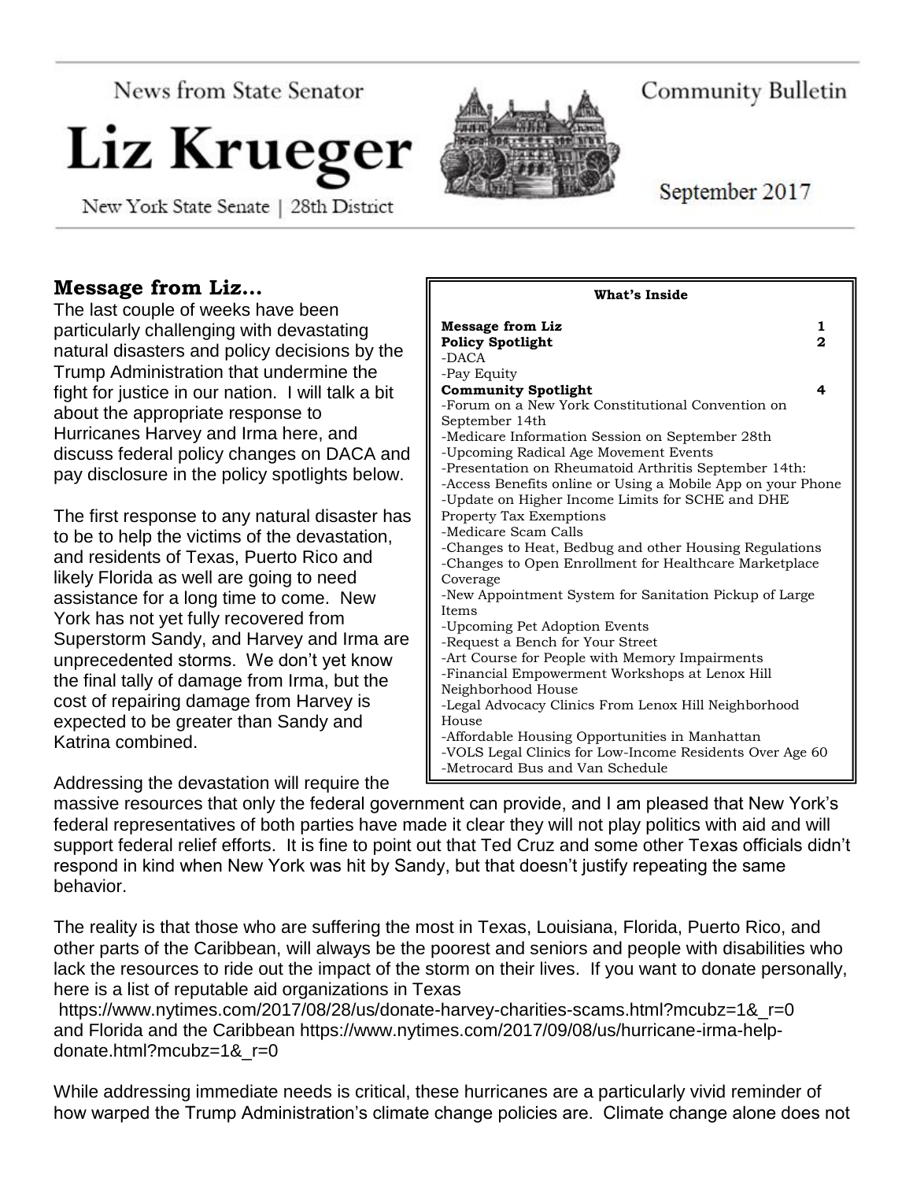News from State Senator

# Liz Krueger

New York State Senate | 28th District

Community Bulletin

September 2017

## Message from Liz…

**What's Inside**

| | |
|---|---|
| **Message from Liz** | **1** |
| **Policy Spotlight** | **2** |
| -DACA | |
| -Pay Equity | |
| **Community Spotlight** | **4** |
| -Forum on a New York Constitutional Convention on September 14th | |
| -Medicare Information Session on September 28th | |
| -Upcoming Radical Age Movement Events | |
| -Presentation on Rheumatoid Arthritis September 14th: | |
| -Access Benefits online or Using a Mobile App on your Phone | |
| -Update on Higher Income Limits for SCHE and DHE Property Tax Exemptions | |
| -Medicare Scam Calls | |
| -Changes to Heat, Bedbug and other Housing Regulations | |
| -Changes to Open Enrollment for Healthcare Marketplace Coverage | |
| -New Appointment System for Sanitation Pickup of Large Items | |
| -Upcoming Pet Adoption Events | |
| -Request a Bench for Your Street | |
| -Art Course for People with Memory Impairments | |
| -Financial Empowerment Workshops at Lenox Hill Neighborhood House | |
| -Legal Advocacy Clinics From Lenox Hill Neighborhood House | |
| -Affordable Housing Opportunities in Manhattan | |
| -VOLS Legal Clinics for Low-Income Residents Over Age 60 | |
| -Metrocard Bus and Van Schedule | |

The last couple of weeks have been particularly challenging with devastating natural disasters and policy decisions by the Trump Administration that undermine the fight for justice in our nation. I will talk a bit about the appropriate response to Hurricanes Harvey and Irma here, and discuss federal policy changes on DACA and pay disclosure in the policy spotlights below.

The first response to any natural disaster has to be to help the victims of the devastation, and residents of Texas, Puerto Rico and likely Florida as well are going to need assistance for a long time to come. New York has not yet fully recovered from Superstorm Sandy, and Harvey and Irma are unprecedented storms. We don't yet know the final tally of damage from Irma, but the cost of repairing damage from Harvey is expected to be greater than Sandy and Katrina combined.

Addressing the devastation will require the massive resources that only the federal government can provide, and I am pleased that New York's federal representatives of both parties have made it clear they will not play politics with aid and will support federal relief efforts. It is fine to point out that Ted Cruz and some other Texas officials didn't respond in kind when New York was hit by Sandy, but that doesn't justify repeating the same behavior.

The reality is that those who are suffering the most in Texas, Louisiana, Florida, Puerto Rico, and other parts of the Caribbean, will always be the poorest and seniors and people with disabilities who lack the resources to ride out the impact of the storm on their lives. If you want to donate personally, here is a list of reputable aid organizations in Texas https://www.nytimes.com/2017/08/28/us/donate-harvey-charities-scams.html?mcubz=1&_r=0 and Florida and the Caribbean https://www.nytimes.com/2017/09/08/us/hurricane-irma-help-donate.html?mcubz=1&_r=0

While addressing immediate needs is critical, these hurricanes are a particularly vivid reminder of how warped the Trump Administration's climate change policies are. Climate change alone does not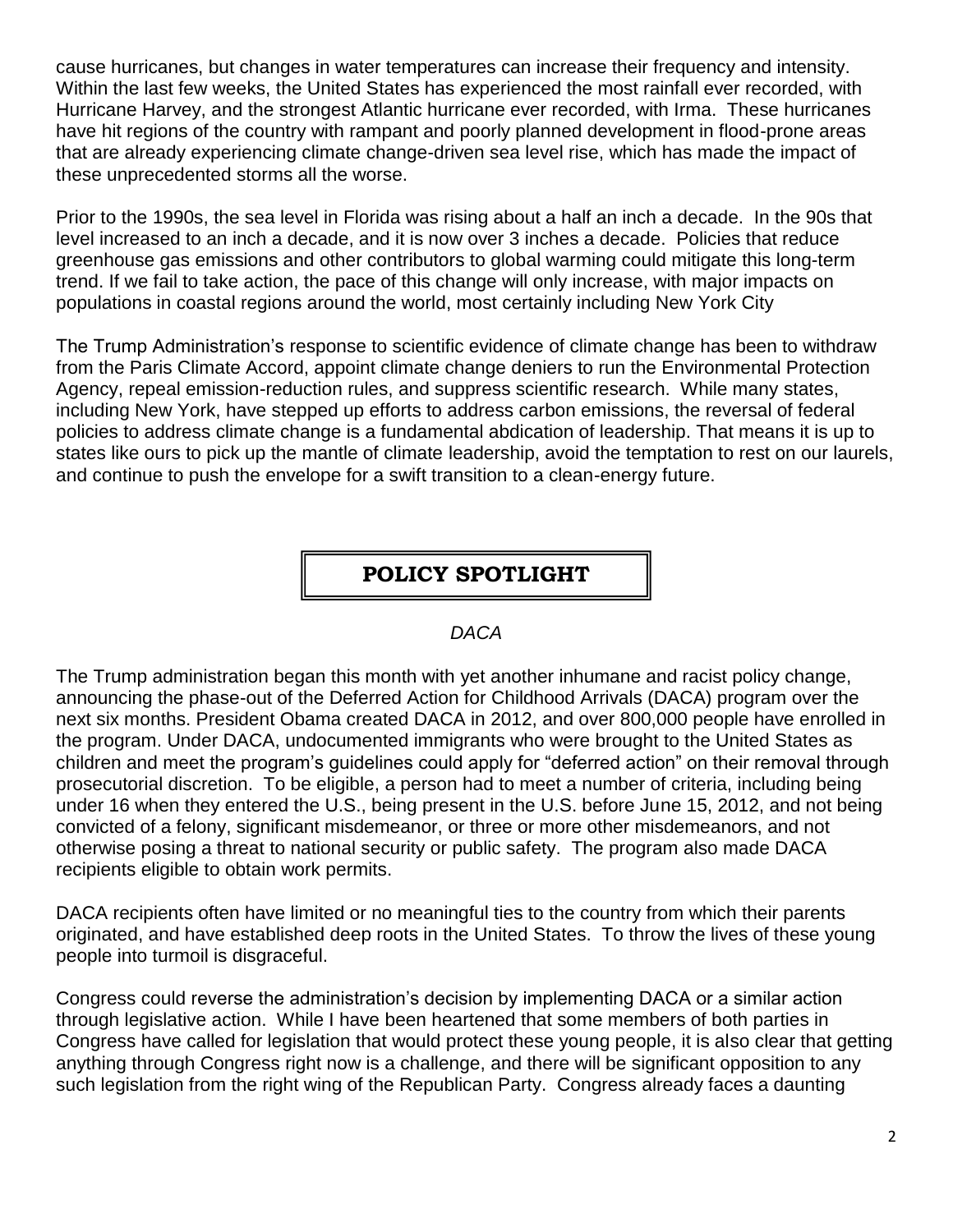cause hurricanes, but changes in water temperatures can increase their frequency and intensity. Within the last few weeks, the United States has experienced the most rainfall ever recorded, with Hurricane Harvey, and the strongest Atlantic hurricane ever recorded, with Irma. These hurricanes have hit regions of the country with rampant and poorly planned development in flood-prone areas that are already experiencing climate change-driven sea level rise, which has made the impact of these unprecedented storms all the worse.

Prior to the 1990s, the sea level in Florida was rising about a half an inch a decade. In the 90s that level increased to an inch a decade, and it is now over 3 inches a decade. Policies that reduce greenhouse gas emissions and other contributors to global warming could mitigate this long-term trend. If we fail to take action, the pace of this change will only increase, with major impacts on populations in coastal regions around the world, most certainly including New York City

The Trump Administration's response to scientific evidence of climate change has been to withdraw from the Paris Climate Accord, appoint climate change deniers to run the Environmental Protection Agency, repeal emission-reduction rules, and suppress scientific research. While many states, including New York, have stepped up efforts to address carbon emissions, the reversal of federal policies to address climate change is a fundamental abdication of leadership. That means it is up to states like ours to pick up the mantle of climate leadership, avoid the temptation to rest on our laurels, and continue to push the envelope for a swift transition to a clean-energy future.

## POLICY SPOTLIGHT

*DACA*

The Trump administration began this month with yet another inhumane and racist policy change, announcing the phase-out of the Deferred Action for Childhood Arrivals (DACA) program over the next six months. President Obama created DACA in 2012, and over 800,000 people have enrolled in the program. Under DACA, undocumented immigrants who were brought to the United States as children and meet the program's guidelines could apply for "deferred action" on their removal through prosecutorial discretion. To be eligible, a person had to meet a number of criteria, including being under 16 when they entered the U.S., being present in the U.S. before June 15, 2012, and not being convicted of a felony, significant misdemeanor, or three or more other misdemeanors, and not otherwise posing a threat to national security or public safety. The program also made DACA recipients eligible to obtain work permits.

DACA recipients often have limited or no meaningful ties to the country from which their parents originated, and have established deep roots in the United States. To throw the lives of these young people into turmoil is disgraceful.

Congress could reverse the administration's decision by implementing DACA or a similar action through legislative action. While I have been heartened that some members of both parties in Congress have called for legislation that would protect these young people, it is also clear that getting anything through Congress right now is a challenge, and there will be significant opposition to any such legislation from the right wing of the Republican Party. Congress already faces a daunting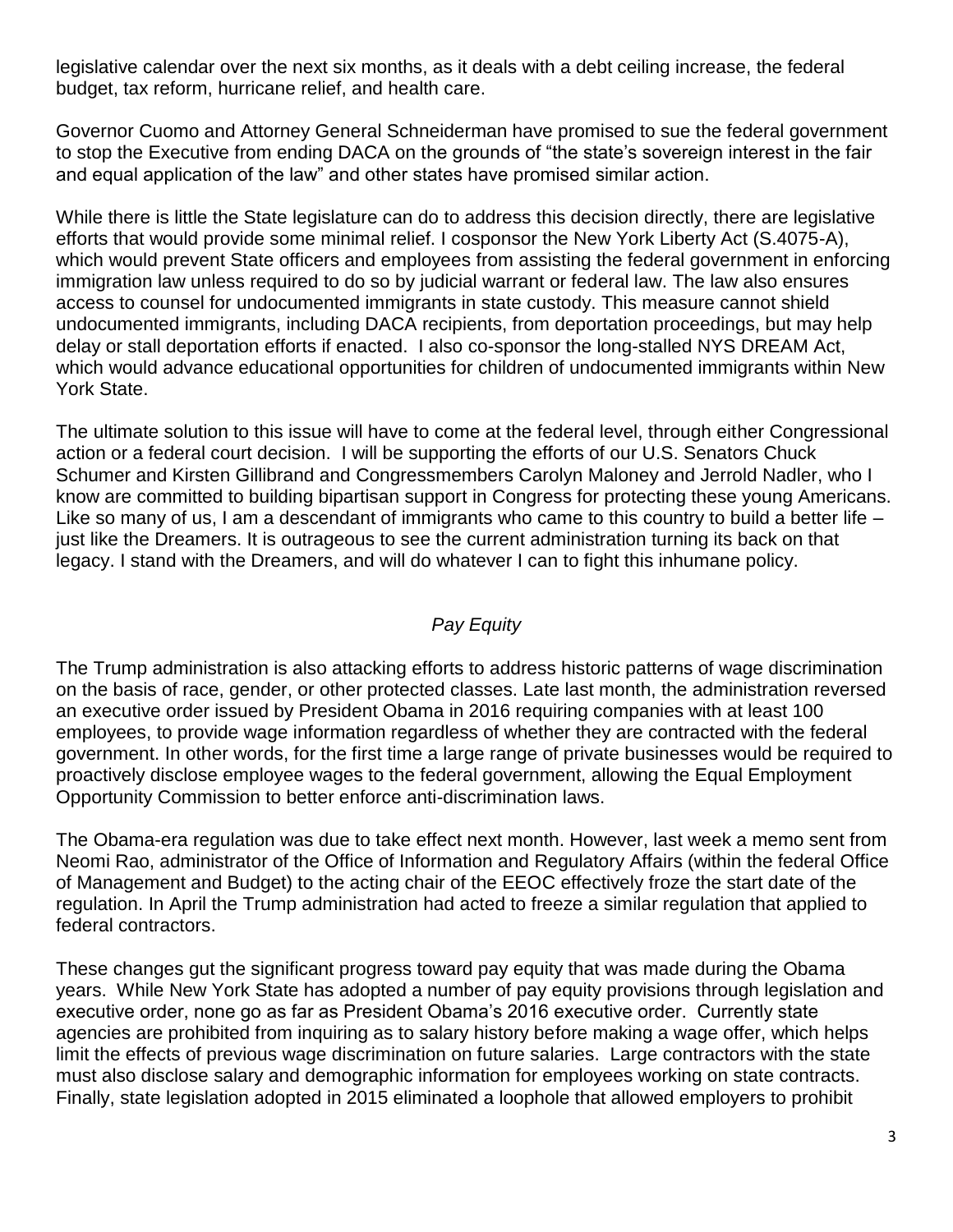legislative calendar over the next six months, as it deals with a debt ceiling increase, the federal budget, tax reform, hurricane relief, and health care.

Governor Cuomo and Attorney General Schneiderman have promised to sue the federal government to stop the Executive from ending DACA on the grounds of "the state's sovereign interest in the fair and equal application of the law" and other states have promised similar action.

While there is little the State legislature can do to address this decision directly, there are legislative efforts that would provide some minimal relief. I cosponsor the New York Liberty Act (S.4075-A), which would prevent State officers and employees from assisting the federal government in enforcing immigration law unless required to do so by judicial warrant or federal law. The law also ensures access to counsel for undocumented immigrants in state custody. This measure cannot shield undocumented immigrants, including DACA recipients, from deportation proceedings, but may help delay or stall deportation efforts if enacted. I also co-sponsor the long-stalled NYS DREAM Act, which would advance educational opportunities for children of undocumented immigrants within New York State.

The ultimate solution to this issue will have to come at the federal level, through either Congressional action or a federal court decision. I will be supporting the efforts of our U.S. Senators Chuck Schumer and Kirsten Gillibrand and Congressmembers Carolyn Maloney and Jerrold Nadler, who I know are committed to building bipartisan support in Congress for protecting these young Americans. Like so many of us, I am a descendant of immigrants who came to this country to build a better life – just like the Dreamers. It is outrageous to see the current administration turning its back on that legacy. I stand with the Dreamers, and will do whatever I can to fight this inhumane policy.

### *Pay Equity*

The Trump administration is also attacking efforts to address historic patterns of wage discrimination on the basis of race, gender, or other protected classes. Late last month, the administration reversed an executive order issued by President Obama in 2016 requiring companies with at least 100 employees, to provide wage information regardless of whether they are contracted with the federal government. In other words, for the first time a large range of private businesses would be required to proactively disclose employee wages to the federal government, allowing the Equal Employment Opportunity Commission to better enforce anti-discrimination laws.

The Obama-era regulation was due to take effect next month. However, last week a memo sent from Neomi Rao, administrator of the Office of Information and Regulatory Affairs (within the federal Office of Management and Budget) to the acting chair of the EEOC effectively froze the start date of the regulation. In April the Trump administration had acted to freeze a similar regulation that applied to federal contractors.

These changes gut the significant progress toward pay equity that was made during the Obama years. While New York State has adopted a number of pay equity provisions through legislation and executive order, none go as far as President Obama's 2016 executive order. Currently state agencies are prohibited from inquiring as to salary history before making a wage offer, which helps limit the effects of previous wage discrimination on future salaries. Large contractors with the state must also disclose salary and demographic information for employees working on state contracts. Finally, state legislation adopted in 2015 eliminated a loophole that allowed employers to prohibit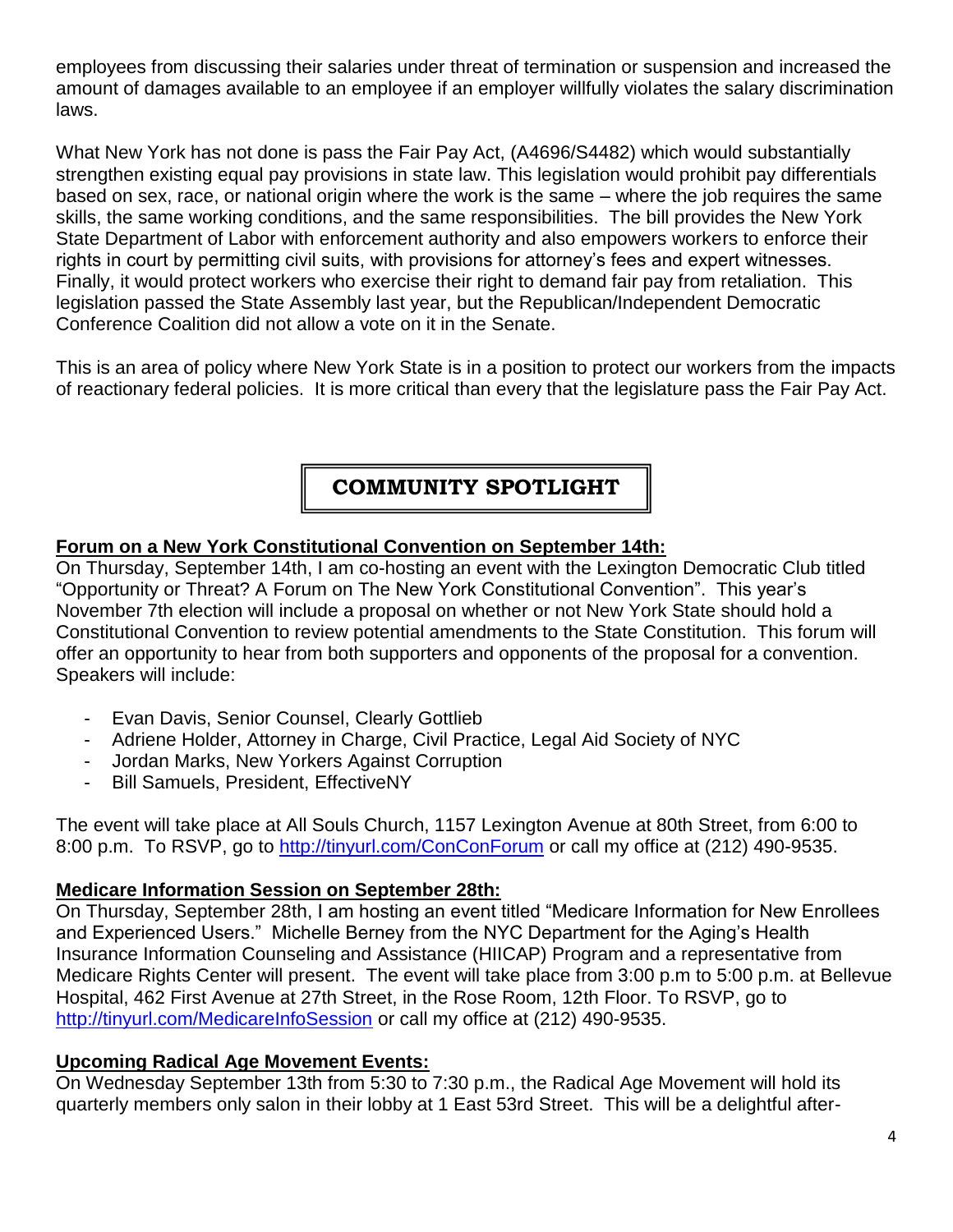employees from discussing their salaries under threat of termination or suspension and increased the amount of damages available to an employee if an employer willfully violates the salary discrimination laws.

What New York has not done is pass the Fair Pay Act, (A4696/S4482) which would substantially strengthen existing equal pay provisions in state law. This legislation would prohibit pay differentials based on sex, race, or national origin where the work is the same – where the job requires the same skills, the same working conditions, and the same responsibilities. The bill provides the New York State Department of Labor with enforcement authority and also empowers workers to enforce their rights in court by permitting civil suits, with provisions for attorney's fees and expert witnesses. Finally, it would protect workers who exercise their right to demand fair pay from retaliation. This legislation passed the State Assembly last year, but the Republican/Independent Democratic Conference Coalition did not allow a vote on it in the Senate.

This is an area of policy where New York State is in a position to protect our workers from the impacts of reactionary federal policies. It is more critical than every that the legislature pass the Fair Pay Act.

## COMMUNITY SPOTLIGHT

**Forum on a New York Constitutional Convention on September 14th:**

On Thursday, September 14th, I am co-hosting an event with the Lexington Democratic Club titled "Opportunity or Threat? A Forum on The New York Constitutional Convention". This year's November 7th election will include a proposal on whether or not New York State should hold a Constitutional Convention to review potential amendments to the State Constitution. This forum will offer an opportunity to hear from both supporters and opponents of the proposal for a convention. Speakers will include:

- Evan Davis, Senior Counsel, Clearly Gottlieb
- Adriene Holder, Attorney in Charge, Civil Practice, Legal Aid Society of NYC
- Jordan Marks, New Yorkers Against Corruption
- Bill Samuels, President, EffectiveNY

The event will take place at All Souls Church, 1157 Lexington Avenue at 80th Street, from 6:00 to 8:00 p.m. To RSVP, go to http://tinyurl.com/ConConForum or call my office at (212) 490-9535.

**Medicare Information Session on September 28th:**

On Thursday, September 28th, I am hosting an event titled "Medicare Information for New Enrollees and Experienced Users." Michelle Berney from the NYC Department for the Aging's Health Insurance Information Counseling and Assistance (HIICAP) Program and a representative from Medicare Rights Center will present. The event will take place from 3:00 p.m to 5:00 p.m. at Bellevue Hospital, 462 First Avenue at 27th Street, in the Rose Room, 12th Floor. To RSVP, go to http://tinyurl.com/MedicareInfoSession or call my office at (212) 490-9535.

**Upcoming Radical Age Movement Events:**

On Wednesday September 13th from 5:30 to 7:30 p.m., the Radical Age Movement will hold its quarterly members only salon in their lobby at 1 East 53rd Street. This will be a delightful after-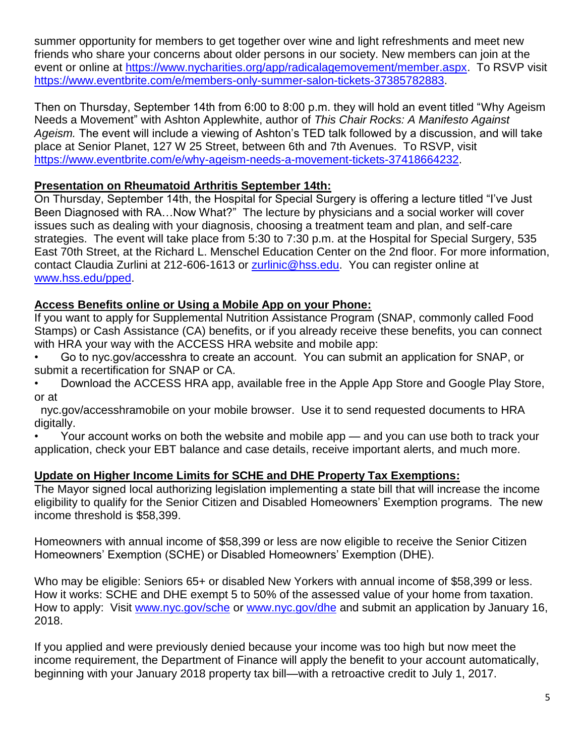summer opportunity for members to get together over wine and light refreshments and meet new friends who share your concerns about older persons in our society. New members can join at the event or online at https://www.nycharities.org/app/radicalagemovement/member.aspx. To RSVP visit https://www.eventbrite.com/e/members-only-summer-salon-tickets-37385782883.

Then on Thursday, September 14th from 6:00 to 8:00 p.m. they will hold an event titled "Why Ageism Needs a Movement" with Ashton Applewhite, author of *This Chair Rocks: A Manifesto Against Ageism.* The event will include a viewing of Ashton's TED talk followed by a discussion, and will take place at Senior Planet, 127 W 25 Street, between 6th and 7th Avenues. To RSVP, visit https://www.eventbrite.com/e/why-ageism-needs-a-movement-tickets-37418664232.

**Presentation on Rheumatoid Arthritis September 14th:**

On Thursday, September 14th, the Hospital for Special Surgery is offering a lecture titled "I've Just Been Diagnosed with RA…Now What?" The lecture by physicians and a social worker will cover issues such as dealing with your diagnosis, choosing a treatment team and plan, and self-care strategies. The event will take place from 5:30 to 7:30 p.m. at the Hospital for Special Surgery, 535 East 70th Street, at the Richard L. Menschel Education Center on the 2nd floor. For more information, contact Claudia Zurlini at 212-606-1613 or zurlinic@hss.edu. You can register online at www.hss.edu/pped.

**Access Benefits online or Using a Mobile App on your Phone:**

If you want to apply for Supplemental Nutrition Assistance Program (SNAP, commonly called Food Stamps) or Cash Assistance (CA) benefits, or if you already receive these benefits, you can connect with HRA your way with the ACCESS HRA website and mobile app:

- Go to nyc.gov/accesshra to create an account. You can submit an application for SNAP, or submit a recertification for SNAP or CA.
- Download the ACCESS HRA app, available free in the Apple App Store and Google Play Store, or at nyc.gov/accesshramobile on your mobile browser. Use it to send requested documents to HRA digitally.
- Your account works on both the website and mobile app — and you can use both to track your application, check your EBT balance and case details, receive important alerts, and much more.

**Update on Higher Income Limits for SCHE and DHE Property Tax Exemptions:**

The Mayor signed local authorizing legislation implementing a state bill that will increase the income eligibility to qualify for the Senior Citizen and Disabled Homeowners' Exemption programs. The new income threshold is $58,399.

Homeowners with annual income of $58,399 or less are now eligible to receive the Senior Citizen Homeowners' Exemption (SCHE) or Disabled Homeowners' Exemption (DHE).

Who may be eligible: Seniors 65+ or disabled New Yorkers with annual income of $58,399 or less.
How it works: SCHE and DHE exempt 5 to 50% of the assessed value of your home from taxation.
How to apply: Visit www.nyc.gov/sche or www.nyc.gov/dhe and submit an application by January 16, 2018.

If you applied and were previously denied because your income was too high but now meet the income requirement, the Department of Finance will apply the benefit to your account automatically, beginning with your January 2018 property tax bill—with a retroactive credit to July 1, 2017.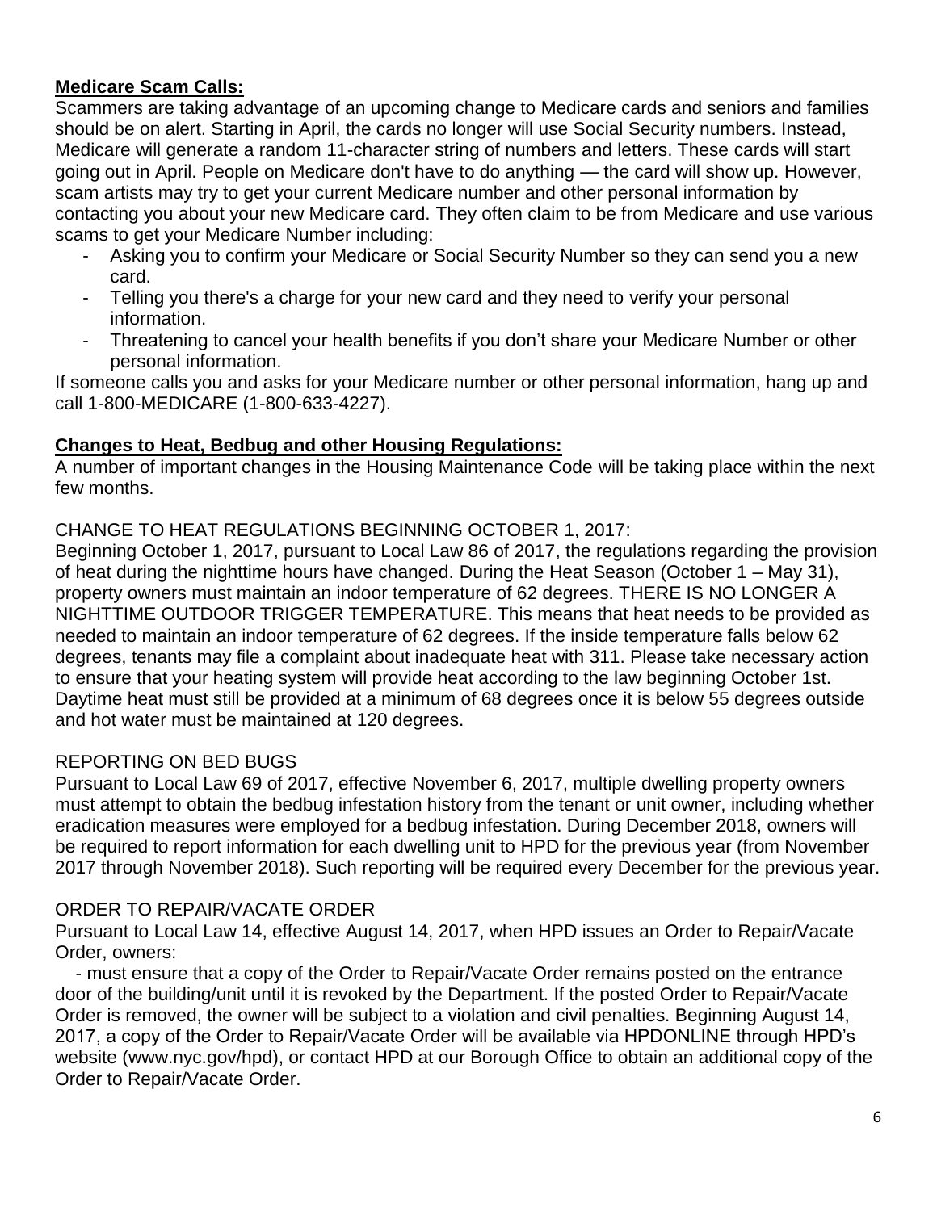**Medicare Scam Calls:**

Scammers are taking advantage of an upcoming change to Medicare cards and seniors and families should be on alert. Starting in April, the cards no longer will use Social Security numbers. Instead, Medicare will generate a random 11-character string of numbers and letters. These cards will start going out in April. People on Medicare don't have to do anything — the card will show up. However, scam artists may try to get your current Medicare number and other personal information by contacting you about your new Medicare card. They often claim to be from Medicare and use various scams to get your Medicare Number including:

- Asking you to confirm your Medicare or Social Security Number so they can send you a new card.
- Telling you there's a charge for your new card and they need to verify your personal information.
- Threatening to cancel your health benefits if you don't share your Medicare Number or other personal information.

If someone calls you and asks for your Medicare number or other personal information, hang up and call 1-800-MEDICARE (1-800-633-4227).

**Changes to Heat, Bedbug and other Housing Regulations:**

A number of important changes in the Housing Maintenance Code will be taking place within the next few months.

CHANGE TO HEAT REGULATIONS BEGINNING OCTOBER 1, 2017:

Beginning October 1, 2017, pursuant to Local Law 86 of 2017, the regulations regarding the provision of heat during the nighttime hours have changed. During the Heat Season (October 1 – May 31), property owners must maintain an indoor temperature of 62 degrees. THERE IS NO LONGER A NIGHTTIME OUTDOOR TRIGGER TEMPERATURE. This means that heat needs to be provided as needed to maintain an indoor temperature of 62 degrees. If the inside temperature falls below 62 degrees, tenants may file a complaint about inadequate heat with 311. Please take necessary action to ensure that your heating system will provide heat according to the law beginning October 1st. Daytime heat must still be provided at a minimum of 68 degrees once it is below 55 degrees outside and hot water must be maintained at 120 degrees.

REPORTING ON BED BUGS

Pursuant to Local Law 69 of 2017, effective November 6, 2017, multiple dwelling property owners must attempt to obtain the bedbug infestation history from the tenant or unit owner, including whether eradication measures were employed for a bedbug infestation. During December 2018, owners will be required to report information for each dwelling unit to HPD for the previous year (from November 2017 through November 2018). Such reporting will be required every December for the previous year.

ORDER TO REPAIR/VACATE ORDER

Pursuant to Local Law 14, effective August 14, 2017, when HPD issues an Order to Repair/Vacate Order, owners:

- must ensure that a copy of the Order to Repair/Vacate Order remains posted on the entrance door of the building/unit until it is revoked by the Department. If the posted Order to Repair/Vacate Order is removed, the owner will be subject to a violation and civil penalties. Beginning August 14, 2017, a copy of the Order to Repair/Vacate Order will be available via HPDONLINE through HPD's website (www.nyc.gov/hpd), or contact HPD at our Borough Office to obtain an additional copy of the Order to Repair/Vacate Order.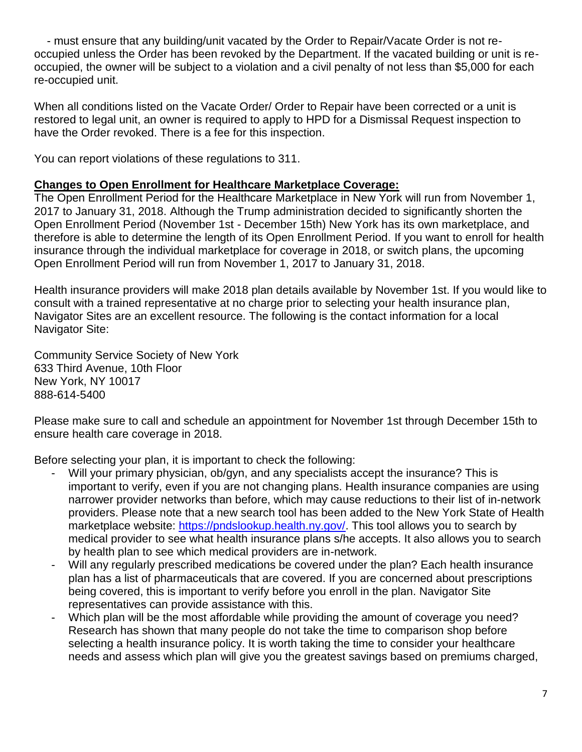- must ensure that any building/unit vacated by the Order to Repair/Vacate Order is not re-occupied unless the Order has been revoked by the Department. If the vacated building or unit is re-occupied, the owner will be subject to a violation and a civil penalty of not less than $5,000 for each re-occupied unit.

When all conditions listed on the Vacate Order/ Order to Repair have been corrected or a unit is restored to legal unit, an owner is required to apply to HPD for a Dismissal Request inspection to have the Order revoked. There is a fee for this inspection.

You can report violations of these regulations to 311.

**Changes to Open Enrollment for Healthcare Marketplace Coverage:**

The Open Enrollment Period for the Healthcare Marketplace in New York will run from November 1, 2017 to January 31, 2018. Although the Trump administration decided to significantly shorten the Open Enrollment Period (November 1st - December 15th) New York has its own marketplace, and therefore is able to determine the length of its Open Enrollment Period. If you want to enroll for health insurance through the individual marketplace for coverage in 2018, or switch plans, the upcoming Open Enrollment Period will run from November 1, 2017 to January 31, 2018.

Health insurance providers will make 2018 plan details available by November 1st. If you would like to consult with a trained representative at no charge prior to selecting your health insurance plan, Navigator Sites are an excellent resource. The following is the contact information for a local Navigator Site:

Community Service Society of New York
633 Third Avenue, 10th Floor
New York, NY 10017
888-614-5400

Please make sure to call and schedule an appointment for November 1st through December 15th to ensure health care coverage in 2018.

Before selecting your plan, it is important to check the following:

- Will your primary physician, ob/gyn, and any specialists accept the insurance? This is important to verify, even if you are not changing plans. Health insurance companies are using narrower provider networks than before, which may cause reductions to their list of in-network providers. Please note that a new search tool has been added to the New York State of Health marketplace website: [https://pndslookup.health.ny.gov/](https://pndslookup.health.ny.gov/). This tool allows you to search by medical provider to see what health insurance plans s/he accepts. It also allows you to search by health plan to see which medical providers are in-network.
- Will any regularly prescribed medications be covered under the plan? Each health insurance plan has a list of pharmaceuticals that are covered. If you are concerned about prescriptions being covered, this is important to verify before you enroll in the plan. Navigator Site representatives can provide assistance with this.
- Which plan will be the most affordable while providing the amount of coverage you need? Research has shown that many people do not take the time to comparison shop before selecting a health insurance policy. It is worth taking the time to consider your healthcare needs and assess which plan will give you the greatest savings based on premiums charged,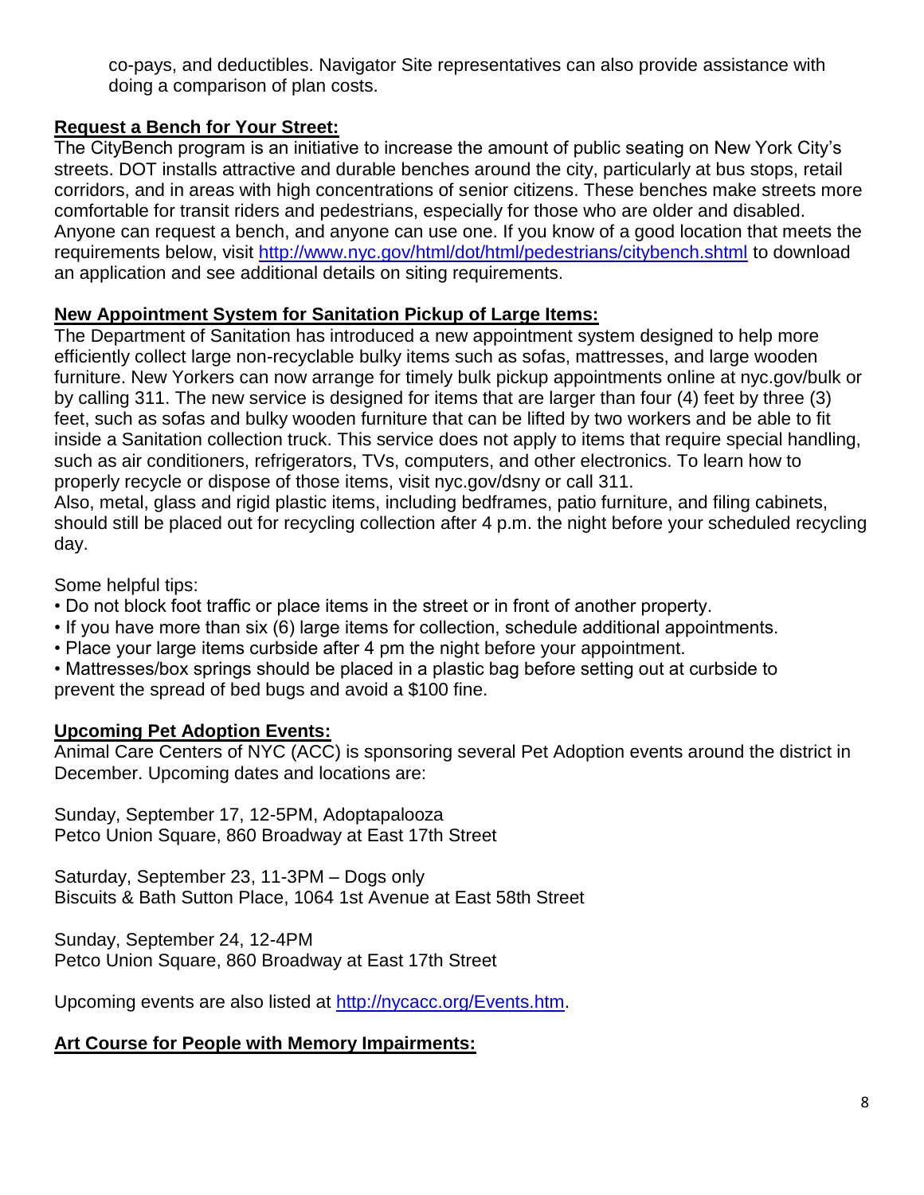co-pays, and deductibles. Navigator Site representatives can also provide assistance with doing a comparison of plan costs.

**Request a Bench for Your Street:**

The CityBench program is an initiative to increase the amount of public seating on New York City's streets. DOT installs attractive and durable benches around the city, particularly at bus stops, retail corridors, and in areas with high concentrations of senior citizens. These benches make streets more comfortable for transit riders and pedestrians, especially for those who are older and disabled. Anyone can request a bench, and anyone can use one. If you know of a good location that meets the requirements below, visit http://www.nyc.gov/html/dot/html/pedestrians/citybench.shtml to download an application and see additional details on siting requirements.

**New Appointment System for Sanitation Pickup of Large Items:**

The Department of Sanitation has introduced a new appointment system designed to help more efficiently collect large non-recyclable bulky items such as sofas, mattresses, and large wooden furniture. New Yorkers can now arrange for timely bulk pickup appointments online at nyc.gov/bulk or by calling 311. The new service is designed for items that are larger than four (4) feet by three (3) feet, such as sofas and bulky wooden furniture that can be lifted by two workers and be able to fit inside a Sanitation collection truck. This service does not apply to items that require special handling, such as air conditioners, refrigerators, TVs, computers, and other electronics. To learn how to properly recycle or dispose of those items, visit nyc.gov/dsny or call 311.
Also, metal, glass and rigid plastic items, including bedframes, patio furniture, and filing cabinets, should still be placed out for recycling collection after 4 p.m. the night before your scheduled recycling day.

Some helpful tips:

- Do not block foot traffic or place items in the street or in front of another property.
- If you have more than six (6) large items for collection, schedule additional appointments.
- Place your large items curbside after 4 pm the night before your appointment.
- Mattresses/box springs should be placed in a plastic bag before setting out at curbside to prevent the spread of bed bugs and avoid a $100 fine.

**Upcoming Pet Adoption Events:**

Animal Care Centers of NYC (ACC) is sponsoring several Pet Adoption events around the district in December. Upcoming dates and locations are:

Sunday, September 17, 12-5PM, Adoptapalooza
Petco Union Square, 860 Broadway at East 17th Street

Saturday, September 23, 11-3PM – Dogs only
Biscuits & Bath Sutton Place, 1064 1st Avenue at East 58th Street

Sunday, September 24, 12-4PM
Petco Union Square, 860 Broadway at East 17th Street

Upcoming events are also listed at http://nycacc.org/Events.htm.

**Art Course for People with Memory Impairments:**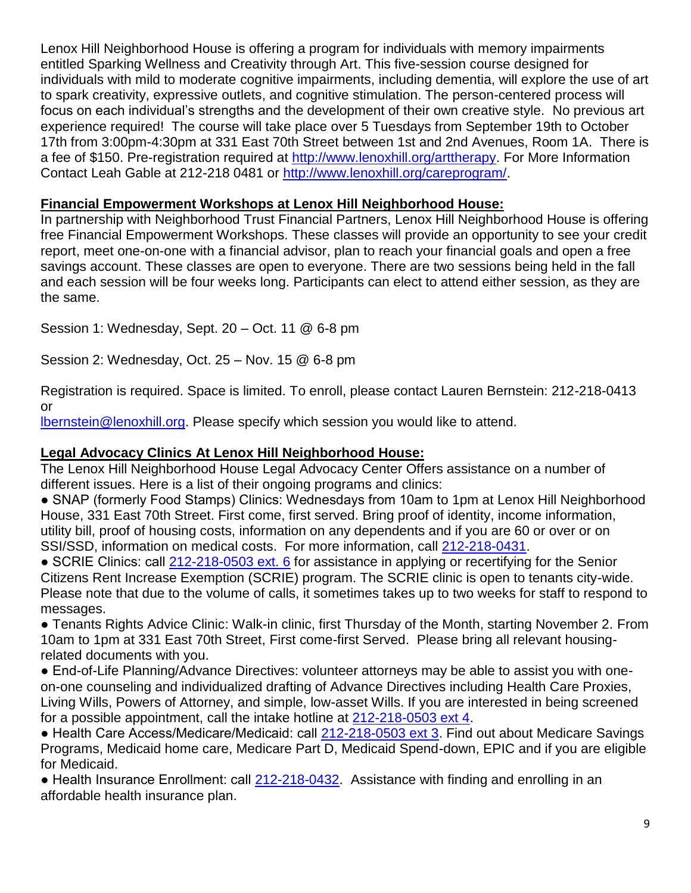Lenox Hill Neighborhood House is offering a program for individuals with memory impairments entitled Sparking Wellness and Creativity through Art. This five-session course designed for individuals with mild to moderate cognitive impairments, including dementia, will explore the use of art to spark creativity, expressive outlets, and cognitive stimulation. The person-centered process will focus on each individual's strengths and the development of their own creative style. No previous art experience required! The course will take place over 5 Tuesdays from September 19th to October 17th from 3:00pm-4:30pm at 331 East 70th Street between 1st and 2nd Avenues, Room 1A. There is a fee of $150. Pre-registration required at http://www.lenoxhill.org/arttherapy. For More Information Contact Leah Gable at 212-218 0481 or http://www.lenoxhill.org/careprogram/.

**Financial Empowerment Workshops at Lenox Hill Neighborhood House:**

In partnership with Neighborhood Trust Financial Partners, Lenox Hill Neighborhood House is offering free Financial Empowerment Workshops. These classes will provide an opportunity to see your credit report, meet one-on-one with a financial advisor, plan to reach your financial goals and open a free savings account. These classes are open to everyone. There are two sessions being held in the fall and each session will be four weeks long. Participants can elect to attend either session, as they are the same.

Session 1: Wednesday, Sept. 20 – Oct. 11 @ 6-8 pm

Session 2: Wednesday, Oct. 25 – Nov. 15 @ 6-8 pm

Registration is required. Space is limited. To enroll, please contact Lauren Bernstein: 212-218-0413 or lbernstein@lenoxhill.org. Please specify which session you would like to attend.

**Legal Advocacy Clinics At Lenox Hill Neighborhood House:**

The Lenox Hill Neighborhood House Legal Advocacy Center Offers assistance on a number of different issues. Here is a list of their ongoing programs and clinics:

- SNAP (formerly Food Stamps) Clinics: Wednesdays from 10am to 1pm at Lenox Hill Neighborhood House, 331 East 70th Street. First come, first served. Bring proof of identity, income information, utility bill, proof of housing costs, information on any dependents and if you are 60 or over or on SSI/SSD, information on medical costs. For more information, call 212-218-0431.
- SCRIE Clinics: call 212-218-0503 ext. 6 for assistance in applying or recertifying for the Senior Citizens Rent Increase Exemption (SCRIE) program. The SCRIE clinic is open to tenants city-wide. Please note that due to the volume of calls, it sometimes takes up to two weeks for staff to respond to messages.
- Tenants Rights Advice Clinic: Walk-in clinic, first Thursday of the Month, starting November 2. From 10am to 1pm at 331 East 70th Street, First come-first Served. Please bring all relevant housing-related documents with you.
- End-of-Life Planning/Advance Directives: volunteer attorneys may be able to assist you with one-on-one counseling and individualized drafting of Advance Directives including Health Care Proxies, Living Wills, Powers of Attorney, and simple, low-asset Wills. If you are interested in being screened for a possible appointment, call the intake hotline at 212-218-0503 ext 4.
- Health Care Access/Medicare/Medicaid: call 212-218-0503 ext 3. Find out about Medicare Savings Programs, Medicaid home care, Medicare Part D, Medicaid Spend-down, EPIC and if you are eligible for Medicaid.
- Health Insurance Enrollment: call 212-218-0432. Assistance with finding and enrolling in an affordable health insurance plan.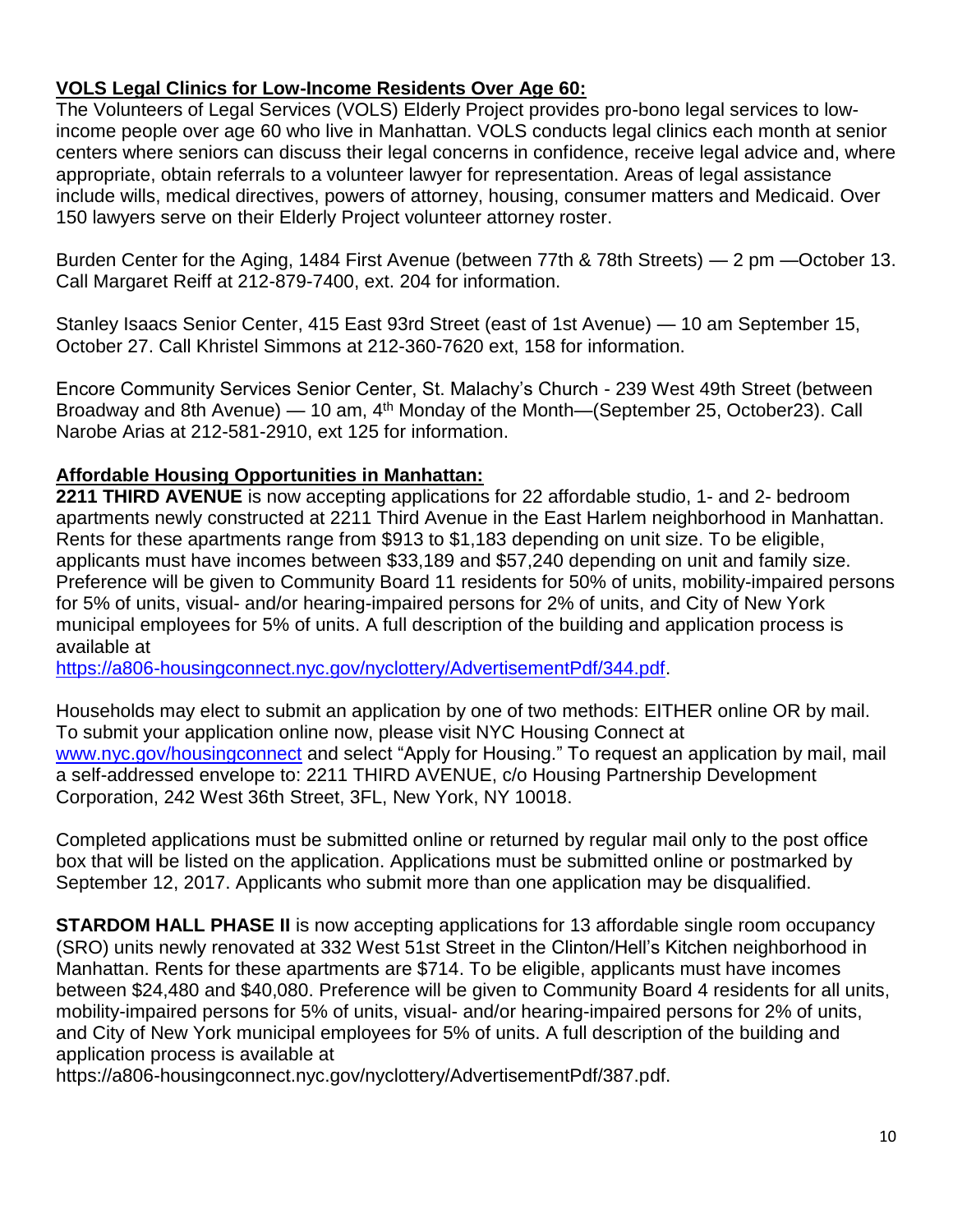**VOLS Legal Clinics for Low-Income Residents Over Age 60:**

The Volunteers of Legal Services (VOLS) Elderly Project provides pro-bono legal services to low-income people over age 60 who live in Manhattan. VOLS conducts legal clinics each month at senior centers where seniors can discuss their legal concerns in confidence, receive legal advice and, where appropriate, obtain referrals to a volunteer lawyer for representation. Areas of legal assistance include wills, medical directives, powers of attorney, housing, consumer matters and Medicaid. Over 150 lawyers serve on their Elderly Project volunteer attorney roster.

Burden Center for the Aging, 1484 First Avenue (between 77th & 78th Streets) — 2 pm —October 13. Call Margaret Reiff at 212-879-7400, ext. 204 for information.

Stanley Isaacs Senior Center, 415 East 93rd Street (east of 1st Avenue) — 10 am September 15, October 27. Call Khristel Simmons at 212-360-7620 ext, 158 for information.

Encore Community Services Senior Center, St. Malachy's Church - 239 West 49th Street (between Broadway and 8th Avenue) — 10 am, 4th Monday of the Month—(September 25, October23). Call Narobe Arias at 212-581-2910, ext 125 for information.

**Affordable Housing Opportunities in Manhattan:**

**2211 THIRD AVENUE** is now accepting applications for 22 affordable studio, 1- and 2- bedroom apartments newly constructed at 2211 Third Avenue in the East Harlem neighborhood in Manhattan. Rents for these apartments range from $913 to $1,183 depending on unit size. To be eligible, applicants must have incomes between $33,189 and $57,240 depending on unit and family size. Preference will be given to Community Board 11 residents for 50% of units, mobility-impaired persons for 5% of units, visual- and/or hearing-impaired persons for 2% of units, and City of New York municipal employees for 5% of units. A full description of the building and application process is available at https://a806-housingconnect.nyc.gov/nyclottery/AdvertisementPdf/344.pdf.

Households may elect to submit an application by one of two methods: EITHER online OR by mail. To submit your application online now, please visit NYC Housing Connect at www.nyc.gov/housingconnect and select "Apply for Housing." To request an application by mail, mail a self-addressed envelope to: 2211 THIRD AVENUE, c/o Housing Partnership Development Corporation, 242 West 36th Street, 3FL, New York, NY 10018.

Completed applications must be submitted online or returned by regular mail only to the post office box that will be listed on the application. Applications must be submitted online or postmarked by September 12, 2017. Applicants who submit more than one application may be disqualified.

**STARDOM HALL PHASE II** is now accepting applications for 13 affordable single room occupancy (SRO) units newly renovated at 332 West 51st Street in the Clinton/Hell's Kitchen neighborhood in Manhattan. Rents for these apartments are $714. To be eligible, applicants must have incomes between $24,480 and $40,080. Preference will be given to Community Board 4 residents for all units, mobility-impaired persons for 5% of units, visual- and/or hearing-impaired persons for 2% of units, and City of New York municipal employees for 5% of units. A full description of the building and application process is available at https://a806-housingconnect.nyc.gov/nyclottery/AdvertisementPdf/387.pdf.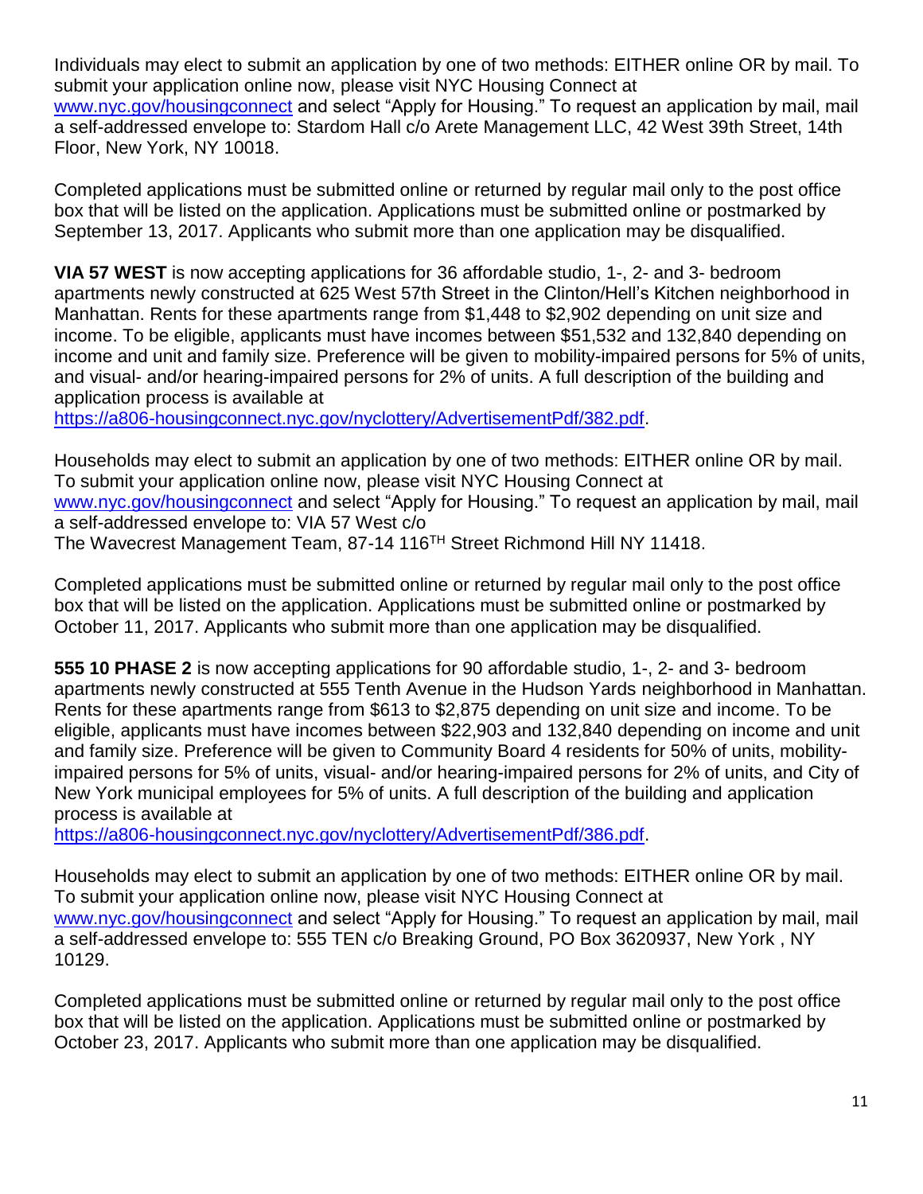Individuals may elect to submit an application by one of two methods: EITHER online OR by mail. To submit your application online now, please visit NYC Housing Connect at [www.nyc.gov/housingconnect](www.nyc.gov/housingconnect) and select “Apply for Housing.” To request an application by mail, mail a self-addressed envelope to: Stardom Hall c/o Arete Management LLC, 42 West 39th Street, 14th Floor, New York, NY 10018.

Completed applications must be submitted online or returned by regular mail only to the post office box that will be listed on the application. Applications must be submitted online or postmarked by September 13, 2017. Applicants who submit more than one application may be disqualified.

**VIA 57 WEST** is now accepting applications for 36 affordable studio, 1-, 2- and 3- bedroom apartments newly constructed at 625 West 57th Street in the Clinton/Hell’s Kitchen neighborhood in Manhattan. Rents for these apartments range from $1,448 to $2,902 depending on unit size and income. To be eligible, applicants must have incomes between $51,532 and 132,840 depending on income and unit and family size. Preference will be given to mobility-impaired persons for 5% of units, and visual- and/or hearing-impaired persons for 2% of units. A full description of the building and application process is available at [https://a806-housingconnect.nyc.gov/nyclottery/AdvertisementPdf/382.pdf](https://a806-housingconnect.nyc.gov/nyclottery/AdvertisementPdf/382.pdf).

Households may elect to submit an application by one of two methods: EITHER online OR by mail. To submit your application online now, please visit NYC Housing Connect at [www.nyc.gov/housingconnect](www.nyc.gov/housingconnect) and select “Apply for Housing.” To request an application by mail, mail a self-addressed envelope to: VIA 57 West c/o
The Wavecrest Management Team, 87-14 116TH Street Richmond Hill NY 11418.

Completed applications must be submitted online or returned by regular mail only to the post office box that will be listed on the application. Applications must be submitted online or postmarked by October 11, 2017. Applicants who submit more than one application may be disqualified.

**555 10 PHASE 2** is now accepting applications for 90 affordable studio, 1-, 2- and 3- bedroom apartments newly constructed at 555 Tenth Avenue in the Hudson Yards neighborhood in Manhattan. Rents for these apartments range from $613 to $2,875 depending on unit size and income. To be eligible, applicants must have incomes between $22,903 and 132,840 depending on income and unit and family size. Preference will be given to Community Board 4 residents for 50% of units, mobility-impaired persons for 5% of units, visual- and/or hearing-impaired persons for 2% of units, and City of New York municipal employees for 5% of units. A full description of the building and application process is available at [https://a806-housingconnect.nyc.gov/nyclottery/AdvertisementPdf/386.pdf](https://a806-housingconnect.nyc.gov/nyclottery/AdvertisementPdf/386.pdf).

Households may elect to submit an application by one of two methods: EITHER online OR by mail. To submit your application online now, please visit NYC Housing Connect at [www.nyc.gov/housingconnect](www.nyc.gov/housingconnect) and select “Apply for Housing.” To request an application by mail, mail a self-addressed envelope to: 555 TEN c/o Breaking Ground, PO Box 3620937, New York , NY 10129.

Completed applications must be submitted online or returned by regular mail only to the post office box that will be listed on the application. Applications must be submitted online or postmarked by October 23, 2017. Applicants who submit more than one application may be disqualified.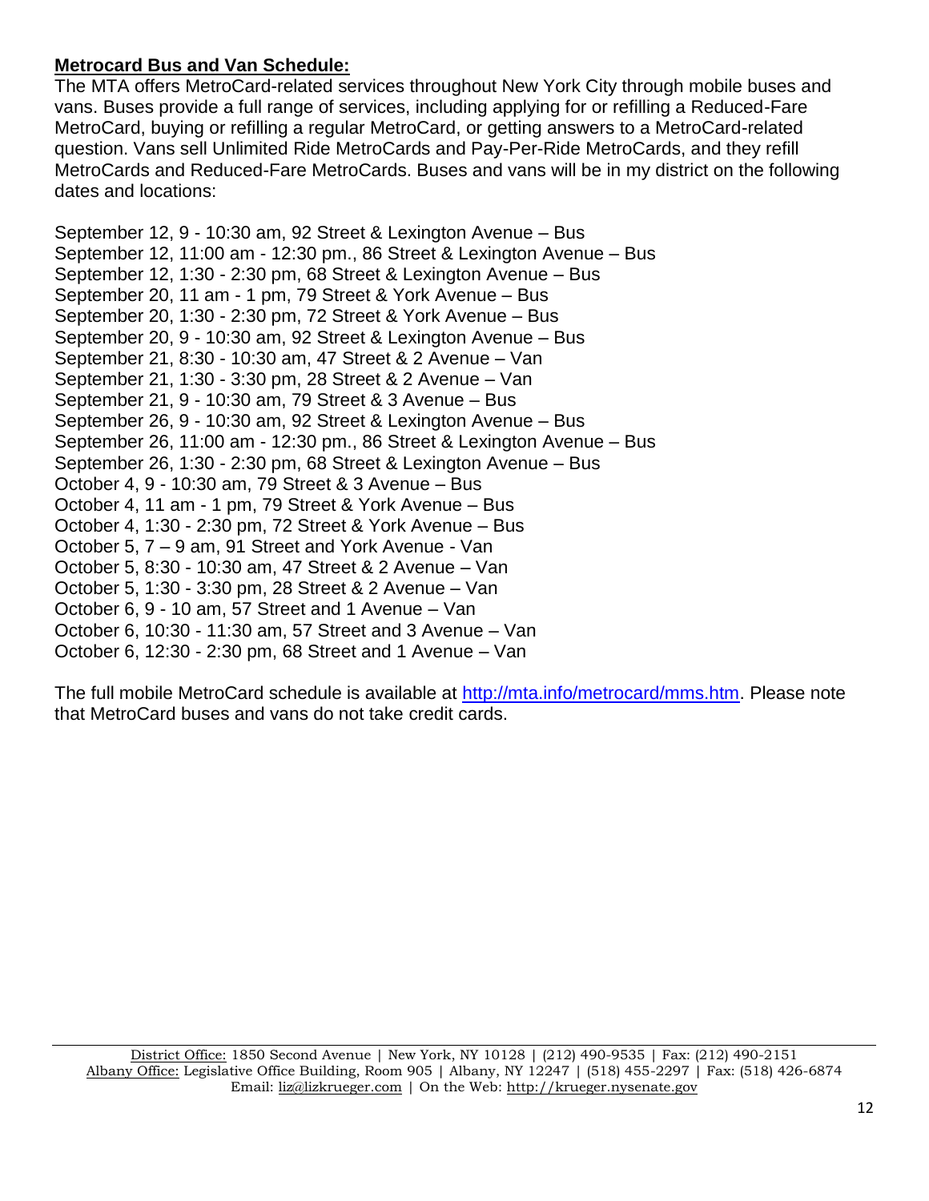**Metrocard Bus and Van Schedule:**

The MTA offers MetroCard-related services throughout New York City through mobile buses and vans. Buses provide a full range of services, including applying for or refilling a Reduced-Fare MetroCard, buying or refilling a regular MetroCard, or getting answers to a MetroCard-related question. Vans sell Unlimited Ride MetroCards and Pay-Per-Ride MetroCards, and they refill MetroCards and Reduced-Fare MetroCards. Buses and vans will be in my district on the following dates and locations:

September 12, 9 - 10:30 am, 92 Street & Lexington Avenue – Bus
September 12, 11:00 am - 12:30 pm., 86 Street & Lexington Avenue – Bus
September 12, 1:30 - 2:30 pm, 68 Street & Lexington Avenue – Bus
September 20, 11 am - 1 pm, 79 Street & York Avenue – Bus
September 20, 1:30 - 2:30 pm, 72 Street & York Avenue – Bus
September 20, 9 - 10:30 am, 92 Street & Lexington Avenue – Bus
September 21, 8:30 - 10:30 am, 47 Street & 2 Avenue – Van
September 21, 1:30 - 3:30 pm, 28 Street & 2 Avenue – Van
September 21, 9 - 10:30 am, 79 Street & 3 Avenue – Bus
September 26, 9 - 10:30 am, 92 Street & Lexington Avenue – Bus
September 26, 11:00 am - 12:30 pm., 86 Street & Lexington Avenue – Bus
September 26, 1:30 - 2:30 pm, 68 Street & Lexington Avenue – Bus
October 4, 9 - 10:30 am, 79 Street & 3 Avenue – Bus
October 4, 11 am - 1 pm, 79 Street & York Avenue – Bus
October 4, 1:30 - 2:30 pm, 72 Street & York Avenue – Bus
October 5, 7 – 9 am, 91 Street and York Avenue - Van
October 5, 8:30 - 10:30 am, 47 Street & 2 Avenue – Van
October 5, 1:30 - 3:30 pm, 28 Street & 2 Avenue – Van
October 6, 9 - 10 am, 57 Street and 1 Avenue – Van
October 6, 10:30 - 11:30 am, 57 Street and 3 Avenue – Van
October 6, 12:30 - 2:30 pm, 68 Street and 1 Avenue – Van

The full mobile MetroCard schedule is available at http://mta.info/metrocard/mms.htm. Please note that MetroCard buses and vans do not take credit cards.

District Office: 1850 Second Avenue | New York, NY 10128 | (212) 490-9535 | Fax: (212) 490-2151
Albany Office: Legislative Office Building, Room 905 | Albany, NY 12247 | (518) 455-2297 | Fax: (518) 426-6874
Email: liz@lizkrueger.com | On the Web: http://krueger.nysenate.gov